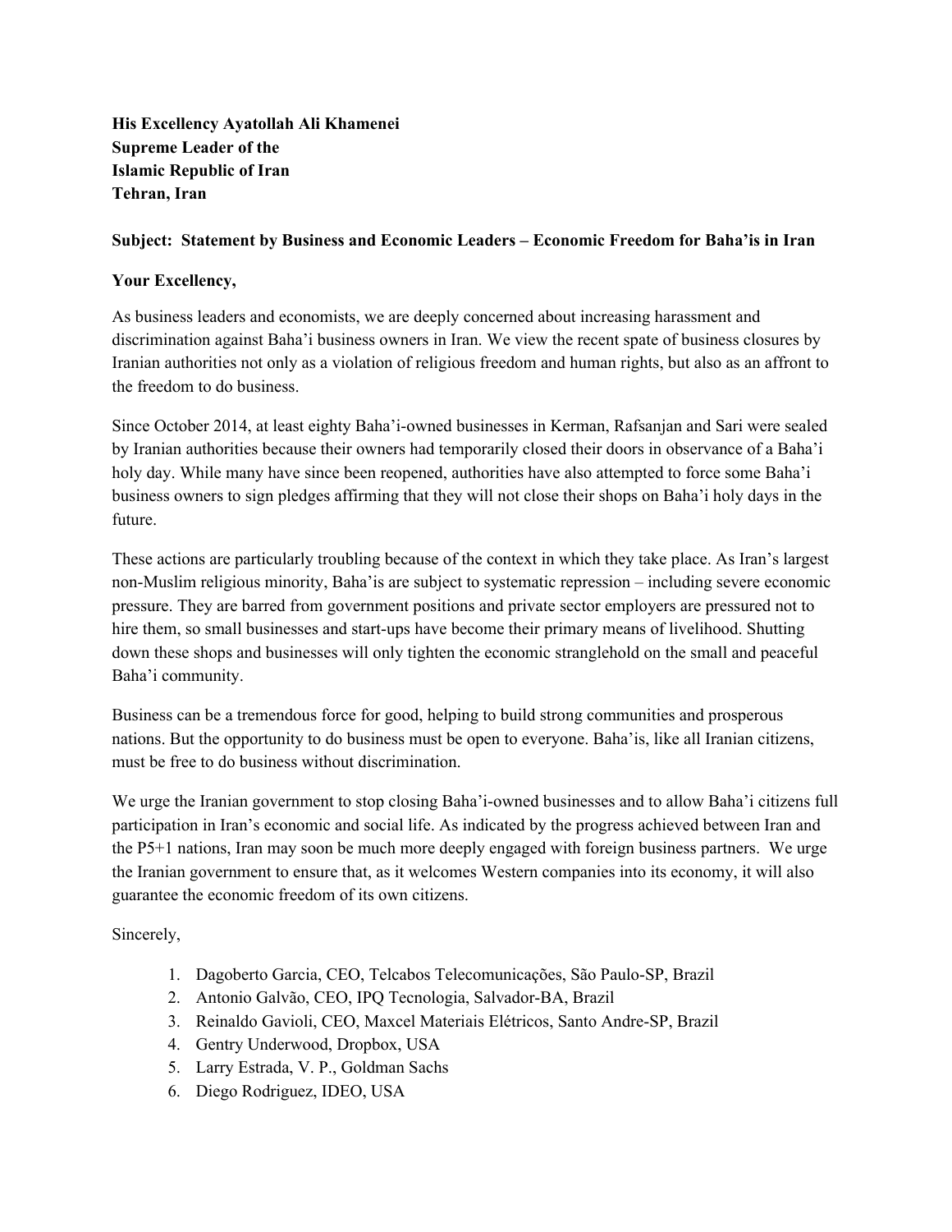**His Excellency Ayatollah Ali Khamenei**
**Supreme Leader of the**
**Islamic Republic of Iran**
**Tehran, Iran**

**Subject: Statement by Business and Economic Leaders – Economic Freedom for Baha'is in Iran**

**Your Excellency,**

As business leaders and economists, we are deeply concerned about increasing harassment and discrimination against Baha'i business owners in Iran. We view the recent spate of business closures by Iranian authorities not only as a violation of religious freedom and human rights, but also as an affront to the freedom to do business.

Since October 2014, at least eighty Baha'i-owned businesses in Kerman, Rafsanjan and Sari were sealed by Iranian authorities because their owners had temporarily closed their doors in observance of a Baha'i holy day. While many have since been reopened, authorities have also attempted to force some Baha'i business owners to sign pledges affirming that they will not close their shops on Baha'i holy days in the future.

These actions are particularly troubling because of the context in which they take place. As Iran's largest non-Muslim religious minority, Baha'is are subject to systematic repression – including severe economic pressure. They are barred from government positions and private sector employers are pressured not to hire them, so small businesses and start-ups have become their primary means of livelihood. Shutting down these shops and businesses will only tighten the economic stranglehold on the small and peaceful Baha'i community.

Business can be a tremendous force for good, helping to build strong communities and prosperous nations. But the opportunity to do business must be open to everyone. Baha'is, like all Iranian citizens, must be free to do business without discrimination.

We urge the Iranian government to stop closing Baha'i-owned businesses and to allow Baha'i citizens full participation in Iran's economic and social life. As indicated by the progress achieved between Iran and the P5+1 nations, Iran may soon be much more deeply engaged with foreign business partners. We urge the Iranian government to ensure that, as it welcomes Western companies into its economy, it will also guarantee the economic freedom of its own citizens.

Sincerely,

1. Dagoberto Garcia, CEO, Telcabos Telecomunicações, São Paulo-SP, Brazil
2. Antonio Galvão, CEO, IPQ Tecnologia, Salvador-BA, Brazil
3. Reinaldo Gavioli, CEO, Maxcel Materiais Elétricos, Santo Andre-SP, Brazil
4. Gentry Underwood, Dropbox, USA
5. Larry Estrada, V. P., Goldman Sachs
6. Diego Rodriguez, IDEO, USA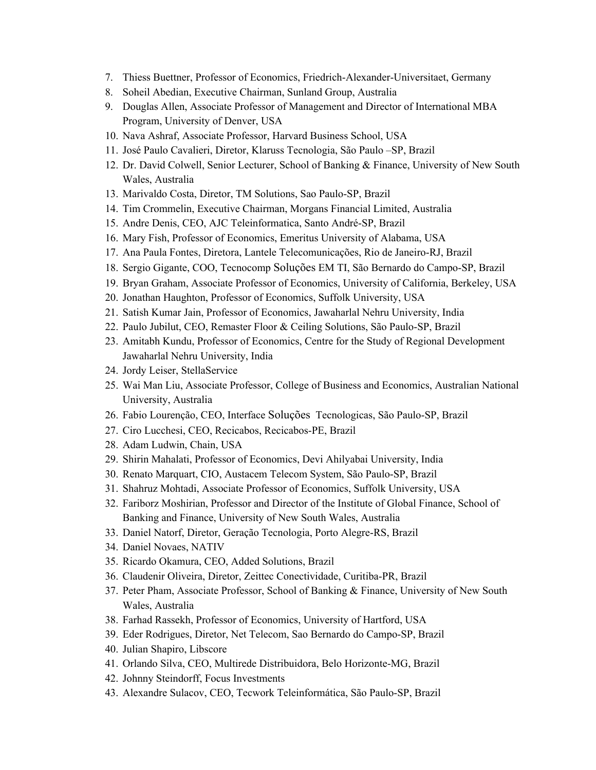7. Thiess Buettner, Professor of Economics, Friedrich-Alexander-Universitaet, Germany
8. Soheil Abedian, Executive Chairman, Sunland Group, Australia
9. Douglas Allen, Associate Professor of Management and Director of International MBA Program, University of Denver, USA
10. Nava Ashraf, Associate Professor, Harvard Business School, USA
11. José Paulo Cavalieri, Diretor, Klaruss Tecnologia, São Paulo –SP, Brazil
12. Dr. David Colwell, Senior Lecturer, School of Banking & Finance, University of New South Wales, Australia
13. Marivaldo Costa, Diretor, TM Solutions, Sao Paulo-SP, Brazil
14. Tim Crommelin, Executive Chairman, Morgans Financial Limited, Australia
15. Andre Denis, CEO, AJC Teleinformatica, Santo André-SP, Brazil
16. Mary Fish, Professor of Economics, Emeritus University of Alabama, USA
17. Ana Paula Fontes, Diretora, Lantele Telecomunicações, Rio de Janeiro-RJ, Brazil
18. Sergio Gigante, COO, Tecnocomp Soluções EM TI, São Bernardo do Campo-SP, Brazil
19. Bryan Graham, Associate Professor of Economics, University of California, Berkeley, USA
20. Jonathan Haughton, Professor of Economics, Suffolk University, USA
21. Satish Kumar Jain, Professor of Economics, Jawaharlal Nehru University, India
22. Paulo Jubilut, CEO, Remaster Floor & Ceiling Solutions, São Paulo-SP, Brazil
23. Amitabh Kundu, Professor of Economics, Centre for the Study of Regional Development Jawaharlal Nehru University, India
24. Jordy Leiser, StellaService
25. Wai Man Liu, Associate Professor, College of Business and Economics, Australian National University, Australia
26. Fabio Lourenção, CEO, Interface Soluções Tecnologicas, São Paulo-SP, Brazil
27. Ciro Lucchesi, CEO, Recicabos, Recicabos-PE, Brazil
28. Adam Ludwin, Chain, USA
29. Shirin Mahalati, Professor of Economics, Devi Ahilyabai University, India
30. Renato Marquart, CIO, Austacem Telecom System, São Paulo-SP, Brazil
31. Shahruz Mohtadi, Associate Professor of Economics, Suffolk University, USA
32. Fariborz Moshirian, Professor and Director of the Institute of Global Finance, School of Banking and Finance, University of New South Wales, Australia
33. Daniel Natorf, Diretor, Geração Tecnologia, Porto Alegre-RS, Brazil
34. Daniel Novaes, NATIV
35. Ricardo Okamura, CEO, Added Solutions, Brazil
36. Claudenir Oliveira, Diretor, Zeittec Conectividade, Curitiba-PR, Brazil
37. Peter Pham, Associate Professor, School of Banking & Finance, University of New South Wales, Australia
38. Farhad Rassekh, Professor of Economics, University of Hartford, USA
39. Eder Rodrigues, Diretor, Net Telecom, Sao Bernardo do Campo-SP, Brazil
40. Julian Shapiro, Libscore
41. Orlando Silva, CEO, Multirede Distribuidora, Belo Horizonte-MG, Brazil
42. Johnny Steindorff, Focus Investments
43. Alexandre Sulacov, CEO, Tecwork Teleinformática, São Paulo-SP, Brazil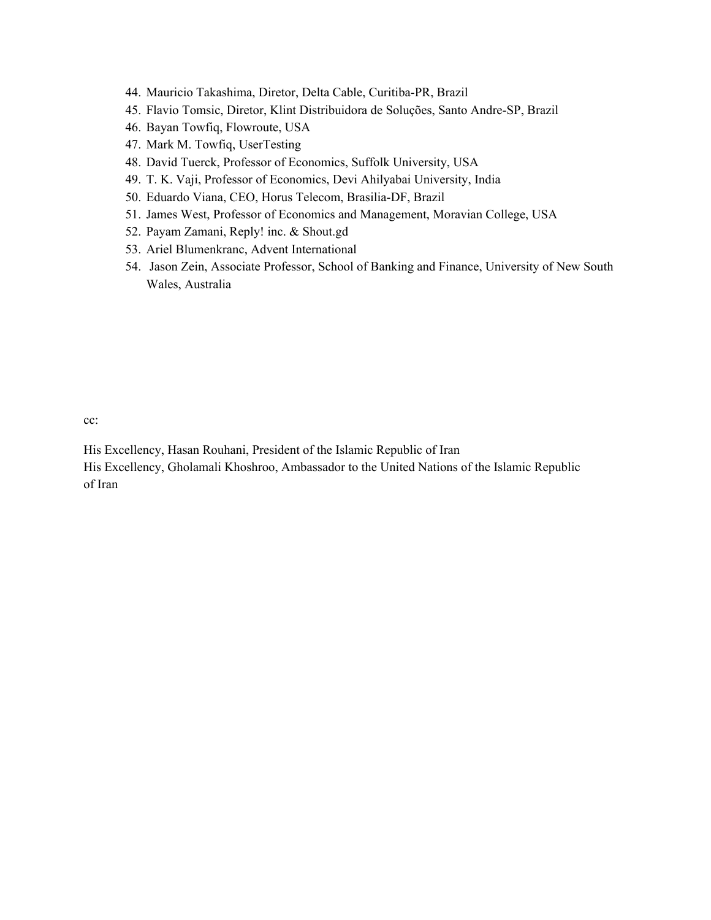44. Mauricio Takashima, Diretor, Delta Cable, Curitiba-PR, Brazil
45. Flavio Tomsic, Diretor, Klint Distribuidora de Soluções, Santo Andre-SP, Brazil
46. Bayan Towfiq, Flowroute, USA
47. Mark M. Towfiq, UserTesting
48. David Tuerck, Professor of Economics, Suffolk University, USA
49. T. K. Vaji, Professor of Economics, Devi Ahilyabai University, India
50. Eduardo Viana, CEO, Horus Telecom, Brasilia-DF, Brazil
51. James West, Professor of Economics and Management, Moravian College, USA
52. Payam Zamani, Reply! inc. & Shout.gd
53. Ariel Blumenkranc, Advent International
54. Jason Zein, Associate Professor, School of Banking and Finance, University of New South Wales, Australia

cc:

His Excellency, Hasan Rouhani, President of the Islamic Republic of Iran
His Excellency, Gholamali Khoshroo, Ambassador to the United Nations of the Islamic Republic of Iran